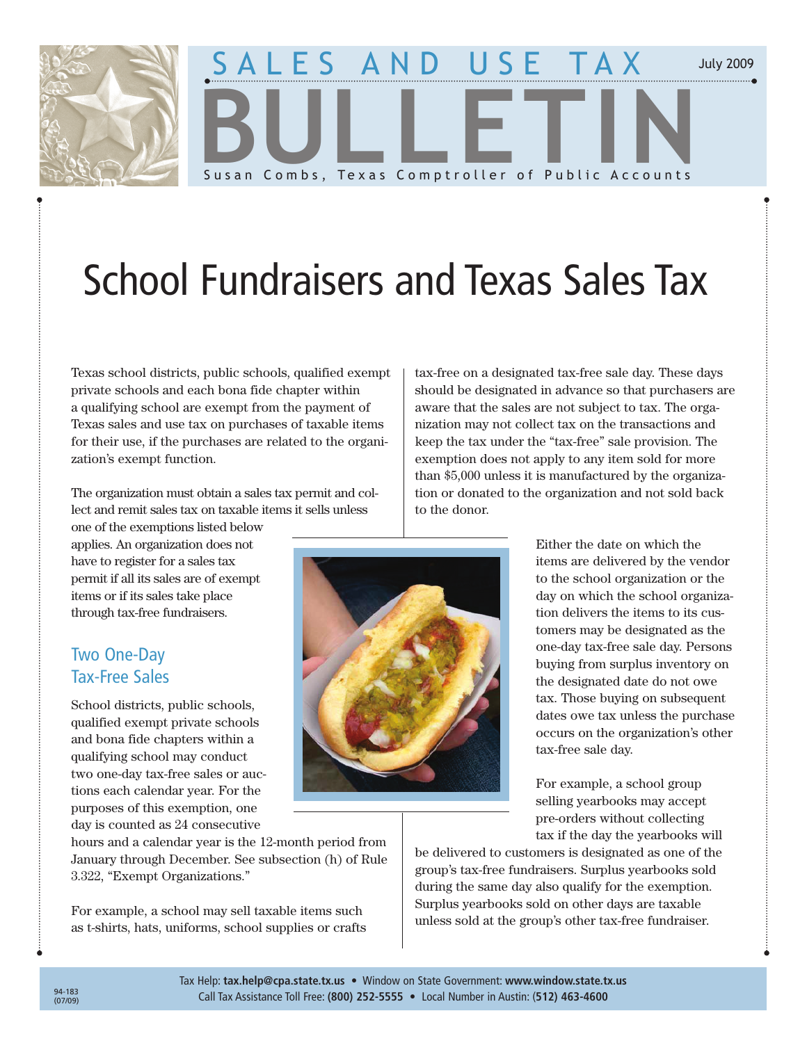# SALES AND USE TAX BULLETIN

July 2009

Susan Combs, Texas Comptroller of Public Accounts

# School Fundraisers and Texas Sales Tax

Texas school districts, public schools, qualified exempt private schools and each bona fide chapter within a qualifying school are exempt from the payment of Texas sales and use tax on purchases of taxable items for their use, if the purchases are related to the organization's exempt function.

The organization must obtain a sales tax permit and collect and remit sales tax on taxable items it sells unless one of the exemptions listed below applies. An organization does not have to register for a sales tax permit if all its sales are of exempt items or if its sales take place through tax-free fundraisers.

## Two One-Day Tax-Free Sales

School districts, public schools, qualified exempt private schools and bona fide chapters within a qualifying school may conduct two one-day tax-free sales or auctions each calendar year. For the purposes of this exemption, one day is counted as 24 consecutive hours and a calendar year is the 12-month period from January through December. See subsection (h) of Rule 3.322, "Exempt Organizations."

For example, a school may sell taxable items such as t-shirts, hats, uniforms, school supplies or crafts tax-free on a designated tax-free sale day. These days should be designated in advance so that purchasers are aware that the sales are not subject to tax. The organization may not collect tax on the transactions and keep the tax under the "tax-free" sale provision. The exemption does not apply to any item sold for more than $5,000 unless it is manufactured by the organization or donated to the organization and not sold back to the donor.

Either the date on which the items are delivered by the vendor to the school organization or the day on which the school organization delivers the items to its customers may be designated as the one-day tax-free sale day. Persons buying from surplus inventory on the designated date do not owe tax. Those buying on subsequent dates owe tax unless the purchase occurs on the organization's other tax-free sale day.

For example, a school group selling yearbooks may accept pre-orders without collecting tax if the day the yearbooks will be delivered to customers is designated as one of the group's tax-free fundraisers. Surplus yearbooks sold during the same day also qualify for the exemption. Surplus yearbooks sold on other days are taxable unless sold at the group's other tax-free fundraiser.

Tax Help: **tax.help@cpa.state.tx.us** • Window on State Government: **www.window.state.tx.us**
Call Tax Assistance Toll Free: **(800) 252-5555** • Local Number in Austin: **(512) 463-4600**

94-183 (07/09)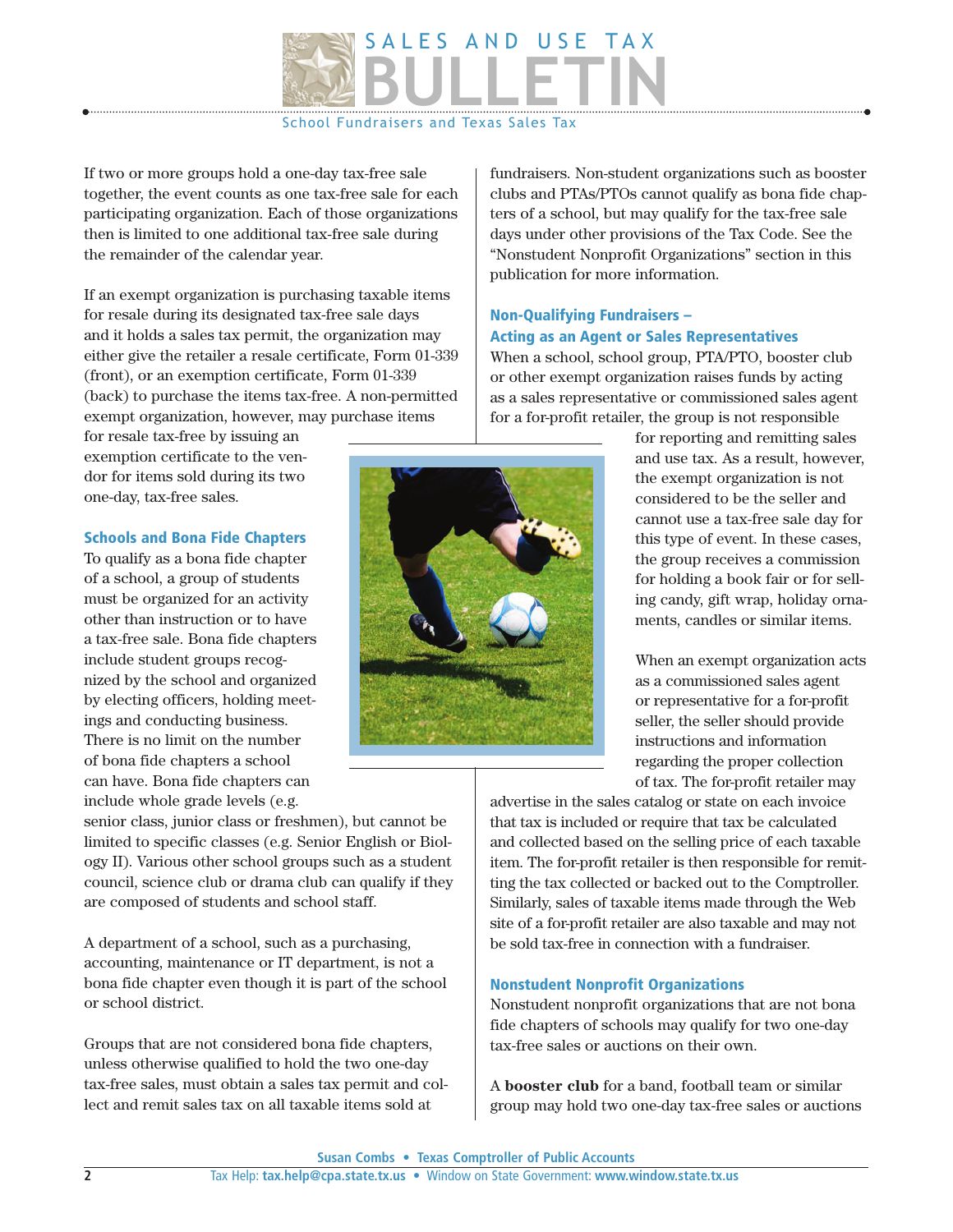If two or more groups hold a one-day tax-free sale together, the event counts as one tax-free sale for each participating organization. Each of those organizations then is limited to one additional tax-free sale during the remainder of the calendar year.

If an exempt organization is purchasing taxable items for resale during its designated tax-free sale days and it holds a sales tax permit, the organization may either give the retailer a resale certificate, Form 01-339 (front), or an exemption certificate, Form 01-339 (back) to purchase the items tax-free. A non-permitted exempt organization, however, may purchase items for resale tax-free by issuing an exemption certificate to the vendor for items sold during its two one-day, tax-free sales.

### Schools and Bona Fide Chapters

To qualify as a bona fide chapter of a school, a group of students must be organized for an activity other than instruction or to have a tax-free sale. Bona fide chapters include student groups recognized by the school and organized by electing officers, holding meetings and conducting business. There is no limit on the number of bona fide chapters a school can have. Bona fide chapters can include whole grade levels (e.g. senior class, junior class or freshmen), but cannot be limited to specific classes (e.g. Senior English or Biology II). Various other school groups such as a student council, science club or drama club can qualify if they are composed of students and school staff.

A department of a school, such as a purchasing, accounting, maintenance or IT department, is not a bona fide chapter even though it is part of the school or school district.

Groups that are not considered bona fide chapters, unless otherwise qualified to hold the two one-day tax-free sales, must obtain a sales tax permit and collect and remit sales tax on all taxable items sold at fundraisers. Non-student organizations such as booster clubs and PTAs/PTOs cannot qualify as bona fide chapters of a school, but may qualify for the tax-free sale days under other provisions of the Tax Code. See the "Nonstudent Nonprofit Organizations" section in this publication for more information.

### Non-Qualifying Fundraisers – Acting as an Agent or Sales Representatives

When a school, school group, PTA/PTO, booster club or other exempt organization raises funds by acting as a sales representative or commissioned sales agent for a for-profit retailer, the group is not responsible for reporting and remitting sales and use tax. As a result, however, the exempt organization is not considered to be the seller and cannot use a tax-free sale day for this type of event. In these cases, the group receives a commission for holding a book fair or for selling candy, gift wrap, holiday ornaments, candles or similar items.

When an exempt organization acts as a commissioned sales agent or representative for a for-profit seller, the seller should provide instructions and information regarding the proper collection of tax. The for-profit retailer may advertise in the sales catalog or state on each invoice that tax is included or require that tax be calculated and collected based on the selling price of each taxable item. The for-profit retailer is then responsible for remitting the tax collected or backed out to the Comptroller. Similarly, sales of taxable items made through the Web site of a for-profit retailer are also taxable and may not be sold tax-free in connection with a fundraiser.

### Nonstudent Nonprofit Organizations

Nonstudent nonprofit organizations that are not bona fide chapters of schools may qualify for two one-day tax-free sales or auctions on their own.

A **booster club** for a band, football team or similar group may hold two one-day tax-free sales or auctions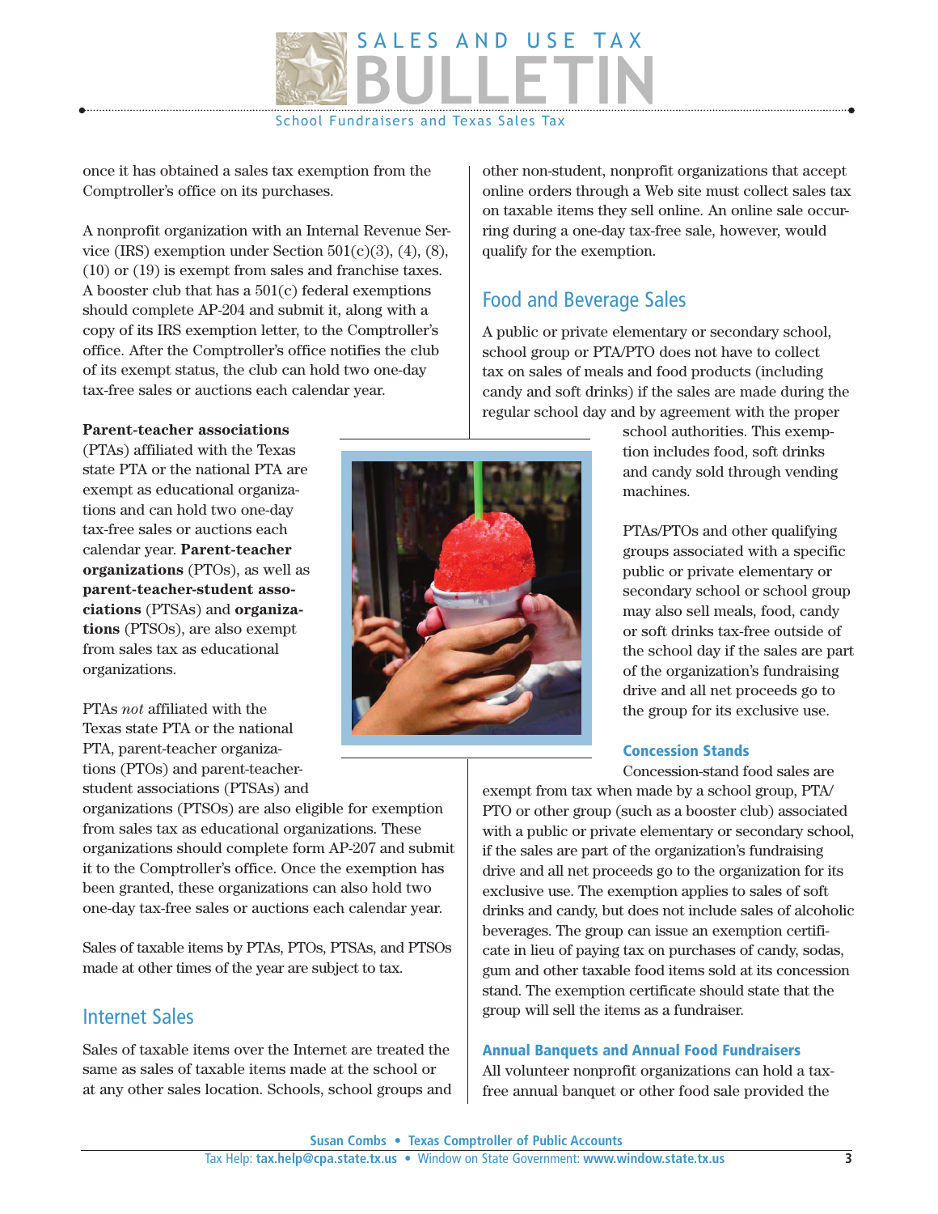once it has obtained a sales tax exemption from the Comptroller's office on its purchases.

A nonprofit organization with an Internal Revenue Service (IRS) exemption under Section 501(c)(3), (4), (8), (10) or (19) is exempt from sales and franchise taxes. A booster club that has a 501(c) federal exemptions should complete AP-204 and submit it, along with a copy of its IRS exemption letter, to the Comptroller's office. After the Comptroller's office notifies the club of its exempt status, the club can hold two one-day tax-free sales or auctions each calendar year.

**Parent-teacher associations** (PTAs) affiliated with the Texas state PTA or the national PTA are exempt as educational organizations and can hold two one-day tax-free sales or auctions each calendar year. **Parent-teacher organizations** (PTOs), as well as **parent-teacher-student associations** (PTSAs) and **organizations** (PTSOs), are also exempt from sales tax as educational organizations.

PTAs *not* affiliated with the Texas state PTA or the national PTA, parent-teacher organizations (PTOs) and parent-teacher-student associations (PTSAs) and organizations (PTSOs) are also eligible for exemption from sales tax as educational organizations. These organizations should complete form AP-207 and submit it to the Comptroller's office. Once the exemption has been granted, these organizations can also hold two one-day tax-free sales or auctions each calendar year.

Sales of taxable items by PTAs, PTOs, PTSAs, and PTSOs made at other times of the year are subject to tax.

## Internet Sales

Sales of taxable items over the Internet are treated the same as sales of taxable items made at the school or at any other sales location. Schools, school groups and other non-student, nonprofit organizations that accept online orders through a Web site must collect sales tax on taxable items they sell online. An online sale occurring during a one-day tax-free sale, however, would qualify for the exemption.

## Food and Beverage Sales

A public or private elementary or secondary school, school group or PTA/PTO does not have to collect tax on sales of meals and food products (including candy and soft drinks) if the sales are made during the regular school day and by agreement with the proper school authorities. This exemption includes food, soft drinks and candy sold through vending machines.

PTAs/PTOs and other qualifying groups associated with a specific public or private elementary or secondary school or school group may also sell meals, food, candy or soft drinks tax-free outside of the school day if the sales are part of the organization's fundraising drive and all net proceeds go to the group for its exclusive use.

### Concession Stands

Concession-stand food sales are exempt from tax when made by a school group, PTA/PTO or other group (such as a booster club) associated with a public or private elementary or secondary school, if the sales are part of the organization's fundraising drive and all net proceeds go to the organization for its exclusive use. The exemption applies to sales of soft drinks and candy, but does not include sales of alcoholic beverages. The group can issue an exemption certificate in lieu of paying tax on purchases of candy, sodas, gum and other taxable food items sold at its concession stand. The exemption certificate should state that the group will sell the items as a fundraiser.

### Annual Banquets and Annual Food Fundraisers

All volunteer nonprofit organizations can hold a tax-free annual banquet or other food sale provided the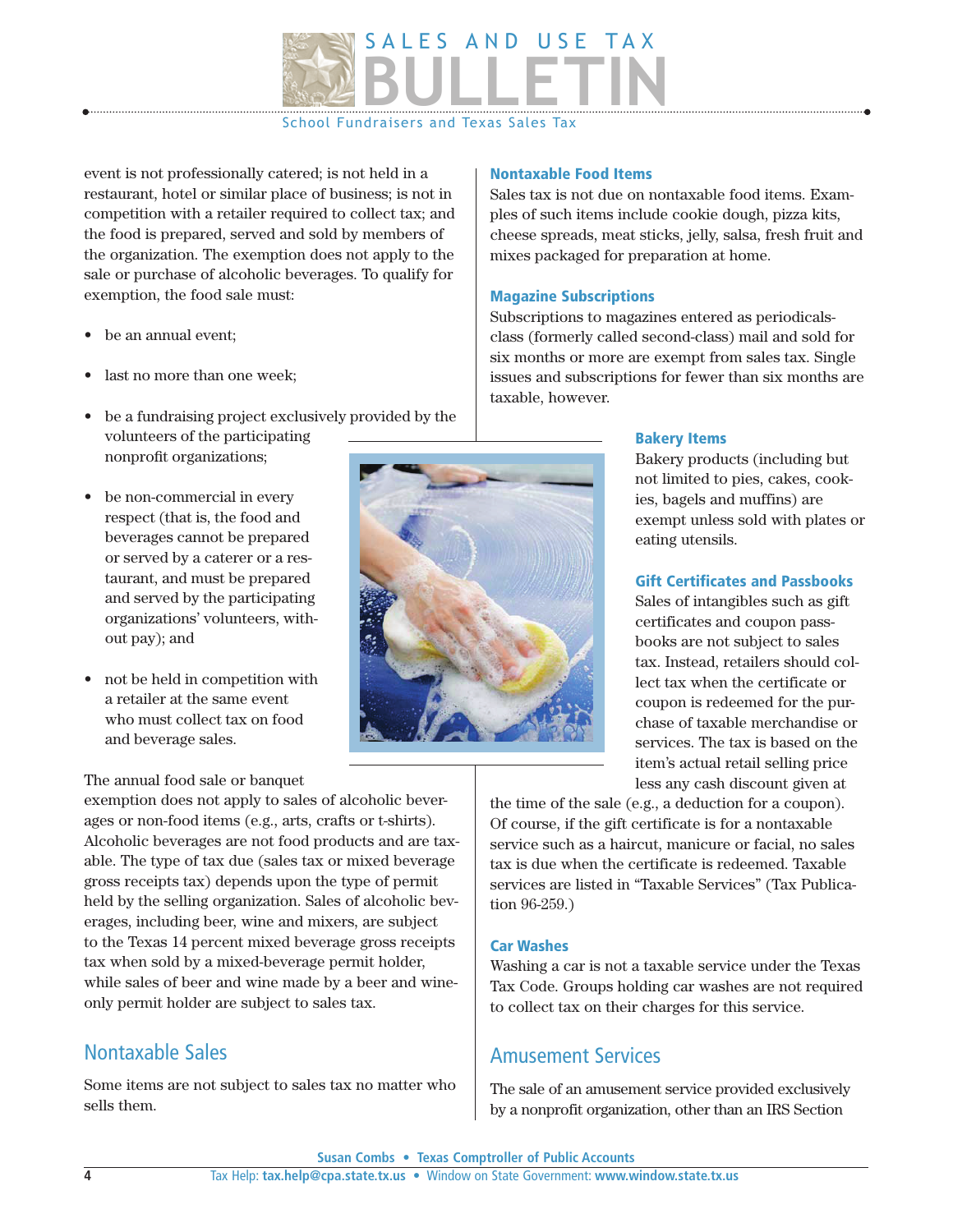event is not professionally catered; is not held in a restaurant, hotel or similar place of business; is not in competition with a retailer required to collect tax; and the food is prepared, served and sold by members of the organization. The exemption does not apply to the sale or purchase of alcoholic beverages. To qualify for exemption, the food sale must:

- be an annual event;
- last no more than one week;
- be a fundraising project exclusively provided by the volunteers of the participating nonprofit organizations;
- be non-commercial in every respect (that is, the food and beverages cannot be prepared or served by a caterer or a restaurant, and must be prepared and served by the participating organizations' volunteers, without pay); and
- not be held in competition with a retailer at the same event who must collect tax on food and beverage sales.

The annual food sale or banquet exemption does not apply to sales of alcoholic beverages or non-food items (e.g., arts, crafts or t-shirts). Alcoholic beverages are not food products and are taxable. The type of tax due (sales tax or mixed beverage gross receipts tax) depends upon the type of permit held by the selling organization. Sales of alcoholic beverages, including beer, wine and mixers, are subject to the Texas 14 percent mixed beverage gross receipts tax when sold by a mixed-beverage permit holder, while sales of beer and wine made by a beer and wine-only permit holder are subject to sales tax.

## Nontaxable Sales

Some items are not subject to sales tax no matter who sells them.

### Nontaxable Food Items

Sales tax is not due on nontaxable food items. Examples of such items include cookie dough, pizza kits, cheese spreads, meat sticks, jelly, salsa, fresh fruit and mixes packaged for preparation at home.

### Magazine Subscriptions

Subscriptions to magazines entered as periodicals-class (formerly called second-class) mail and sold for six months or more are exempt from sales tax. Single issues and subscriptions for fewer than six months are taxable, however.

### Bakery Items

Bakery products (including but not limited to pies, cakes, cookies, bagels and muffins) are exempt unless sold with plates or eating utensils.

### Gift Certificates and Passbooks

Sales of intangibles such as gift certificates and coupon passbooks are not subject to sales tax. Instead, retailers should collect tax when the certificate or coupon is redeemed for the purchase of taxable merchandise or services. The tax is based on the item's actual retail selling price less any cash discount given at the time of the sale (e.g., a deduction for a coupon). Of course, if the gift certificate is for a nontaxable service such as a haircut, manicure or facial, no sales tax is due when the certificate is redeemed. Taxable services are listed in "Taxable Services" (Tax Publication 96-259.)

### Car Washes

Washing a car is not a taxable service under the Texas Tax Code. Groups holding car washes are not required to collect tax on their charges for this service.

## Amusement Services

The sale of an amusement service provided exclusively by a nonprofit organization, other than an IRS Section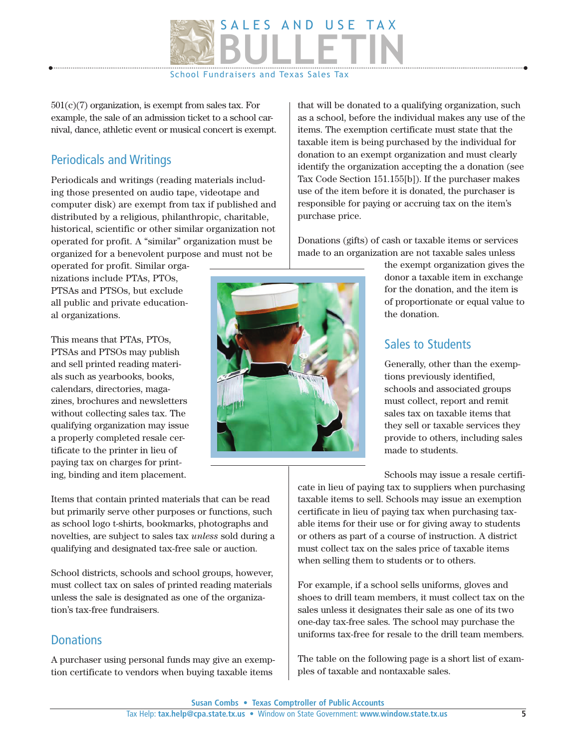501(c)(7) organization, is exempt from sales tax. For example, the sale of an admission ticket to a school carnival, dance, athletic event or musical concert is exempt.

## Periodicals and Writings

Periodicals and writings (reading materials including those presented on audio tape, videotape and computer disk) are exempt from tax if published and distributed by a religious, philanthropic, charitable, historical, scientific or other similar organization not operated for profit. A "similar" organization must be organized for a benevolent purpose and must not be operated for profit. Similar organizations include PTAs, PTOs, PTSAs and PTSOs, but exclude all public and private educational organizations.

This means that PTAs, PTOs, PTSAs and PTSOs may publish and sell printed reading materials such as yearbooks, books, calendars, directories, magazines, brochures and newsletters without collecting sales tax. The qualifying organization may issue a properly completed resale certificate to the printer in lieu of paying tax on charges for printing, binding and item placement.

Items that contain printed materials that can be read but primarily serve other purposes or functions, such as school logo t-shirts, bookmarks, photographs and novelties, are subject to sales tax *unless* sold during a qualifying and designated tax-free sale or auction.

School districts, schools and school groups, however, must collect tax on sales of printed reading materials unless the sale is designated as one of the organization's tax-free fundraisers.

## Donations

A purchaser using personal funds may give an exemption certificate to vendors when buying taxable items that will be donated to a qualifying organization, such as a school, before the individual makes any use of the items. The exemption certificate must state that the taxable item is being purchased by the individual for donation to an exempt organization and must clearly identify the organization accepting the a donation (see Tax Code Section 151.155[b]). If the purchaser makes use of the item before it is donated, the purchaser is responsible for paying or accruing tax on the item's purchase price.

Donations (gifts) of cash or taxable items or services made to an organization are not taxable sales unless the exempt organization gives the donor a taxable item in exchange for the donation, and the item is of proportionate or equal value to the donation.

## Sales to Students

Generally, other than the exemptions previously identified, schools and associated groups must collect, report and remit sales tax on taxable items that they sell or taxable services they provide to others, including sales made to students.

Schools may issue a resale certificate in lieu of paying tax to suppliers when purchasing taxable items to sell. Schools may issue an exemption certificate in lieu of paying tax when purchasing taxable items for their use or for giving away to students or others as part of a course of instruction. A district must collect tax on the sales price of taxable items when selling them to students or to others.

For example, if a school sells uniforms, gloves and shoes to drill team members, it must collect tax on the sales unless it designates their sale as one of its two one-day tax-free sales. The school may purchase the uniforms tax-free for resale to the drill team members.

The table on the following page is a short list of examples of taxable and nontaxable sales.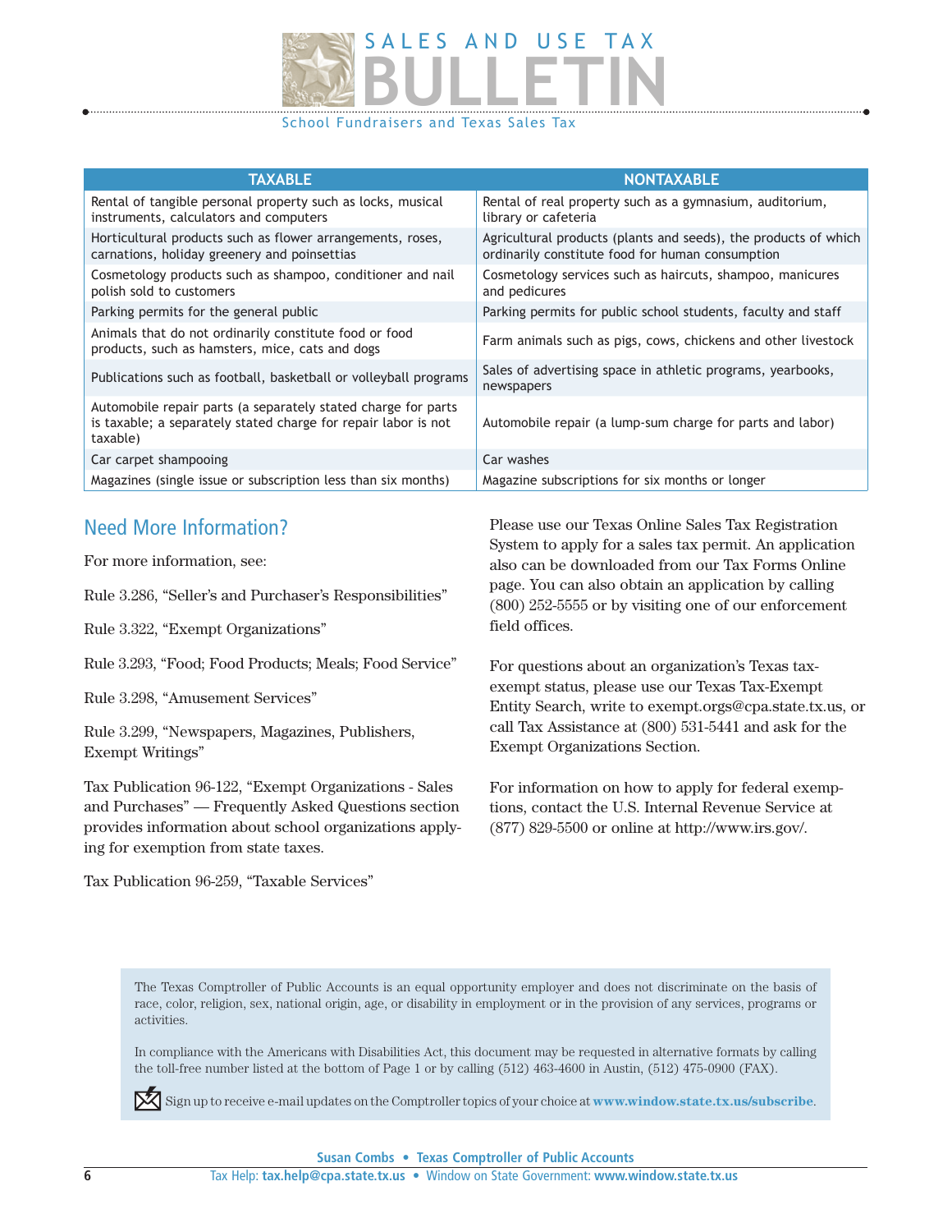| TAXABLE | NONTAXABLE |
|---|---|
| Rental of tangible personal property such as locks, musical instruments, calculators and computers | Rental of real property such as a gymnasium, auditorium, library or cafeteria |
| Horticultural products such as flower arrangements, roses, carnations, holiday greenery and poinsettias | Agricultural products (plants and seeds), the products of which ordinarily constitute food for human consumption |
| Cosmetology products such as shampoo, conditioner and nail polish sold to customers | Cosmetology services such as haircuts, shampoo, manicures and pedicures |
| Parking permits for the general public | Parking permits for public school students, faculty and staff |
| Animals that do not ordinarily constitute food or food products, such as hamsters, mice, cats and dogs | Farm animals such as pigs, cows, chickens and other livestock |
| Publications such as football, basketball or volleyball programs | Sales of advertising space in athletic programs, yearbooks, newspapers |
| Automobile repair parts (a separately stated charge for parts is taxable; a separately stated charge for repair labor is not taxable) | Automobile repair (a lump-sum charge for parts and labor) |
| Car carpet shampooing | Car washes |
| Magazines (single issue or subscription less than six months) | Magazine subscriptions for six months or longer |

## Need More Information?

For more information, see:

Rule 3.286, "Seller's and Purchaser's Responsibilities"

Rule 3.322, "Exempt Organizations"

Rule 3.293, "Food; Food Products; Meals; Food Service"

Rule 3.298, "Amusement Services"

Rule 3.299, "Newspapers, Magazines, Publishers, Exempt Writings"

Tax Publication 96-122, "Exempt Organizations - Sales and Purchases" — Frequently Asked Questions section provides information about school organizations applying for exemption from state taxes.

Tax Publication 96-259, "Taxable Services"

Please use our Texas Online Sales Tax Registration System to apply for a sales tax permit. An application also can be downloaded from our Tax Forms Online page. You can also obtain an application by calling (800) 252-5555 or by visiting one of our enforcement field offices.

For questions about an organization's Texas tax-exempt status, please use our Texas Tax-Exempt Entity Search, write to exempt.orgs@cpa.state.tx.us, or call Tax Assistance at (800) 531-5441 and ask for the Exempt Organizations Section.

For information on how to apply for federal exemptions, contact the U.S. Internal Revenue Service at (877) 829-5500 or online at http://www.irs.gov/.

The Texas Comptroller of Public Accounts is an equal opportunity employer and does not discriminate on the basis of race, color, religion, sex, national origin, age, or disability in employment or in the provision of any services, programs or activities.

In compliance with the Americans with Disabilities Act, this document may be requested in alternative formats by calling the toll-free number listed at the bottom of Page 1 or by calling (512) 463-4600 in Austin, (512) 475-0900 (FAX).

Sign up to receive e-mail updates on the Comptroller topics of your choice at **www.window.state.tx.us/subscribe**.

**Susan Combs • Texas Comptroller of Public Accounts**

Tax Help: **tax.help@cpa.state.tx.us** • Window on State Government: **www.window.state.tx.us**